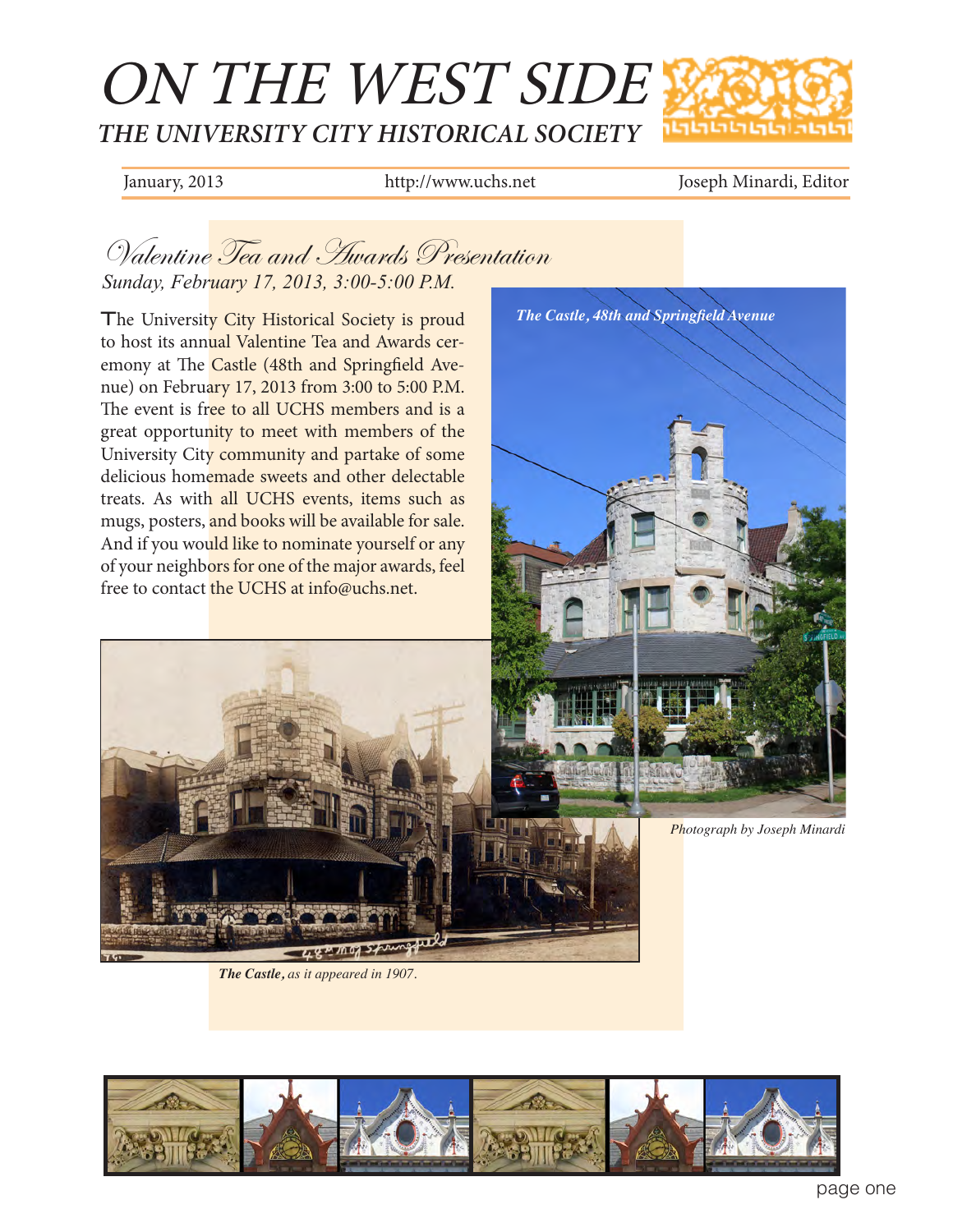# ON THE WEST SIDE

## THE UNIVERSITY CITY HISTORICAL SOCIETY

January, 2013 | http://www.uchs.net | Joseph Minardi, Editor

## Valentine Tea and Awards Presentation

*Sunday, February 17, 2013, 3:00-5:00 P.M.*

The University City Historical Society is proud to host its annual Valentine Tea and Awards ceremony at The Castle (48th and Springfield Avenue) on February 17, 2013 from 3:00 to 5:00 P.M. The event is free to all UCHS members and is a great opportunity to meet with members of the University City community and partake of some delicious homemade sweets and other delectable treats. As with all UCHS events, items such as mugs, posters, and books will be available for sale. And if you would like to nominate yourself or any of your neighbors for one of the major awards, feel free to contact the UCHS at info@uchs.net.

***The Castle, 48th and Springfield Avenue***

*Photograph by Joseph Minardi*

***The Castle**, as it appeared in 1907.*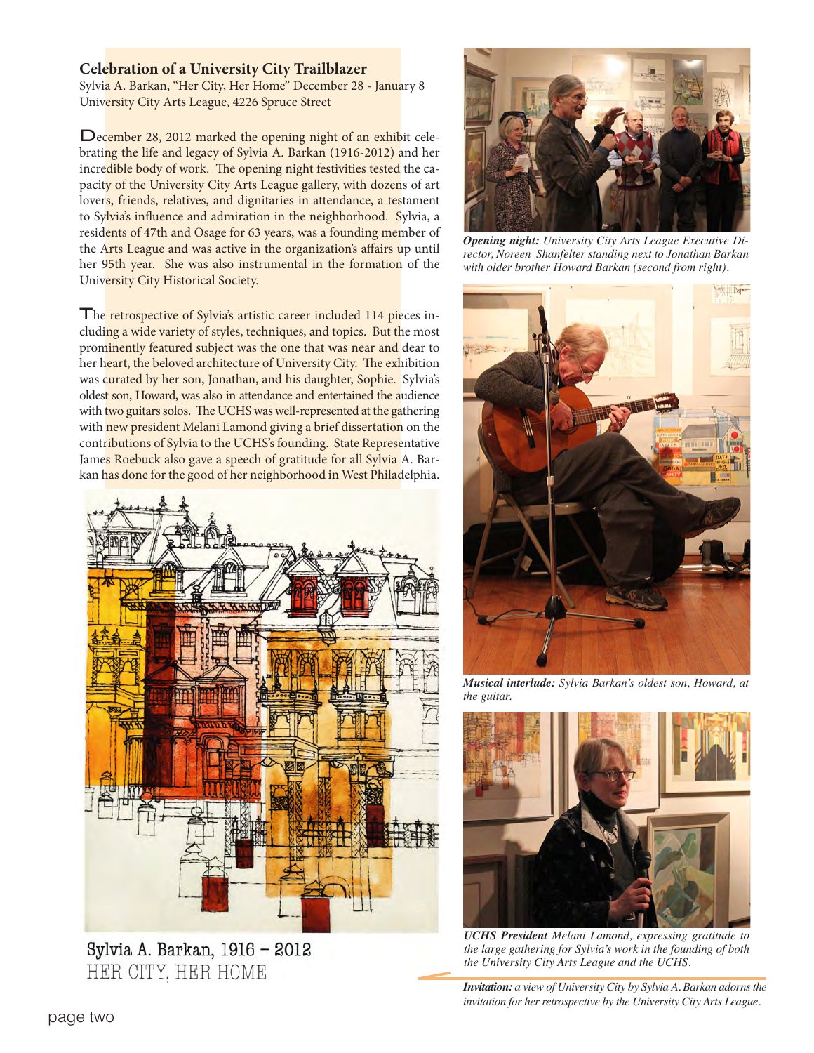**Celebration of a University City Trailblazer**
Sylvia A. Barkan, "Her City, Her Home" December 28 - January 8
University City Arts League, 4226 Spruce Street

December 28, 2012 marked the opening night of an exhibit celebrating the life and legacy of Sylvia A. Barkan (1916-2012) and her incredible body of work. The opening night festivities tested the capacity of the University City Arts League gallery, with dozens of art lovers, friends, relatives, and dignitaries in attendance, a testament to Sylvia's influence and admiration in the neighborhood. Sylvia, a residents of 47th and Osage for 63 years, was a founding member of the Arts League and was active in the organization's affairs up until her 95th year. She was also instrumental in the formation of the University City Historical Society.

The retrospective of Sylvia's artistic career included 114 pieces including a wide variety of styles, techniques, and topics. But the most prominently featured subject was the one that was near and dear to her heart, the beloved architecture of University City. The exhibition was curated by her son, Jonathan, and his daughter, Sophie. Sylvia's oldest son, Howard, was also in attendance and entertained the audience with two guitars solos. The UCHS was well-represented at the gathering with new president Melani Lamond giving a brief dissertation on the contributions of Sylvia to the UCHS's founding. State Representative James Roebuck also gave a speech of gratitude for all Sylvia A. Barkan has done for the good of her neighborhood in West Philadelphia.

Sylvia A. Barkan, 1916 – 2012
HER CITY, HER HOME

***Opening night:*** *University City Arts League Executive Director, Noreen Shanfelter standing next to Jonathan Barkan with older brother Howard Barkan (second from right).*

***Musical interlude:*** *Sylvia Barkan's oldest son, Howard, at the guitar.*

***UCHS President*** *Melani Lamond, expressing gratitude to the large gathering for Sylvia's work in the founding of both the University City Arts League and the UCHS.*

***Invitation:*** *a view of University City by Sylvia A. Barkan adorns the invitation for her retrospective by the University City Arts League.*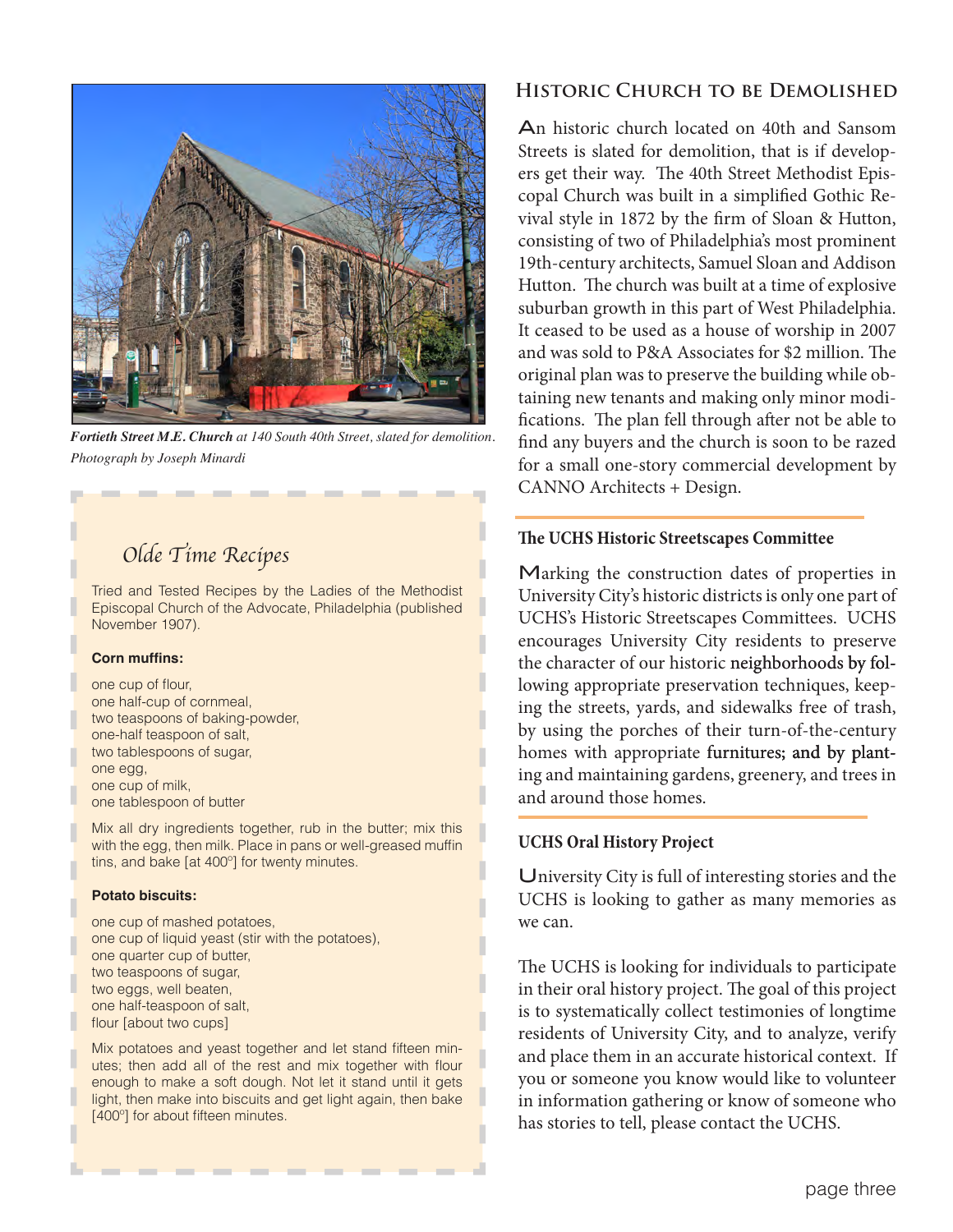*Fortieth Street M.E. Church at 140 South 40th Street, slated for demolition. Photograph by Joseph Minardi*

## Olde Time Recipes

Tried and Tested Recipes by the Ladies of the Methodist Episcopal Church of the Advocate, Philadelphia (published November 1907).

**Corn muffins:**

one cup of flour,
one half-cup of cornmeal,
two teaspoons of baking-powder,
one-half teaspoon of salt,
two tablespoons of sugar,
one egg,
one cup of milk,
one tablespoon of butter

Mix all dry ingredients together, rub in the butter; mix this with the egg, then milk. Place in pans or well-greased muffin tins, and bake [at 400°] for twenty minutes.

**Potato biscuits:**

one cup of mashed potatoes,
one cup of liquid yeast (stir with the potatoes),
one quarter cup of butter,
two teaspoons of sugar,
two eggs, well beaten,
one half-teaspoon of salt,
flour [about two cups]

Mix potatoes and yeast together and let stand fifteen minutes; then add all of the rest and mix together with flour enough to make a soft dough. Not let it stand until it gets light, then make into biscuits and get light again, then bake [400°] for about fifteen minutes.

## Historic Church to be Demolished

An historic church located on 40th and Sansom Streets is slated for demolition, that is if developers get their way. The 40th Street Methodist Episcopal Church was built in a simplified Gothic Revival style in 1872 by the firm of Sloan & Hutton, consisting of two of Philadelphia's most prominent 19th-century architects, Samuel Sloan and Addison Hutton. The church was built at a time of explosive suburban growth in this part of West Philadelphia. It ceased to be used as a house of worship in 2007 and was sold to P&A Associates for $2 million. The original plan was to preserve the building while obtaining new tenants and making only minor modifications. The plan fell through after not be able to find any buyers and the church is soon to be razed for a small one-story commercial development by CANNO Architects + Design.

### The UCHS Historic Streetscapes Committee

Marking the construction dates of properties in University City's historic districts is only one part of UCHS's Historic Streetscapes Committees. UCHS encourages University City residents to preserve the character of our historic neighborhoods by following appropriate preservation techniques, keeping the streets, yards, and sidewalks free of trash, by using the porches of their turn-of-the-century homes with appropriate furnitures; and by planting and maintaining gardens, greenery, and trees in and around those homes.

### UCHS Oral History Project

University City is full of interesting stories and the UCHS is looking to gather as many memories as we can.

The UCHS is looking for individuals to participate in their oral history project. The goal of this project is to systematically collect testimonies of longtime residents of University City, and to analyze, verify and place them in an accurate historical context. If you or someone you know would like to volunteer in information gathering or know of someone who has stories to tell, please contact the UCHS.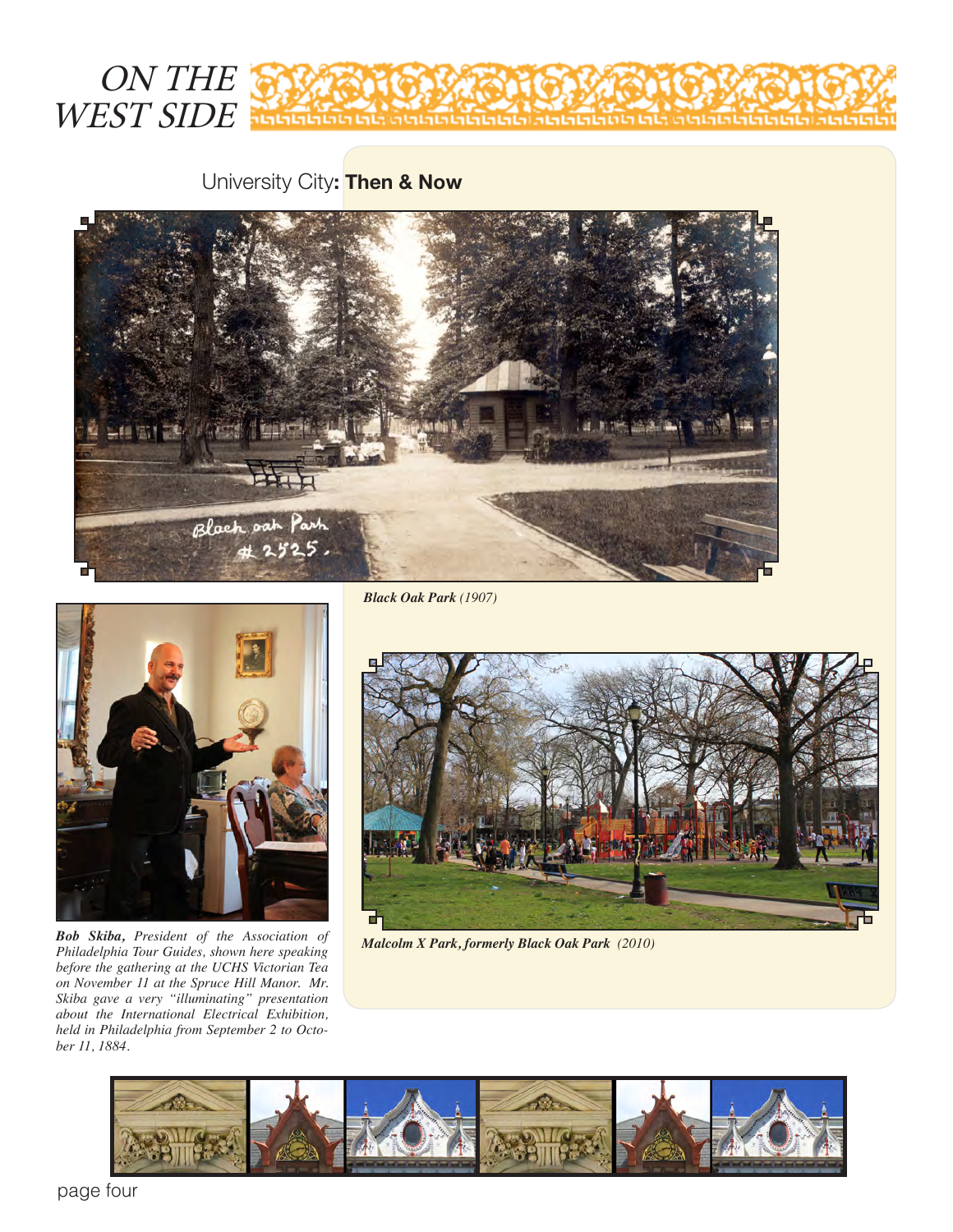# ON THE WEST SIDE

## University City: Then & Now

*Black Oak Park (1907)*

*Malcolm X Park, formerly Black Oak Park (2010)*

***Bob Skiba,*** *President of the Association of Philadelphia Tour Guides, shown here speaking before the gathering at the UCHS Victorian Tea on November 11 at the Spruce Hill Manor. Mr. Skiba gave a very "illuminating" presentation about the International Electrical Exhibition, held in Philadelphia from September 2 to October 11, 1884.*